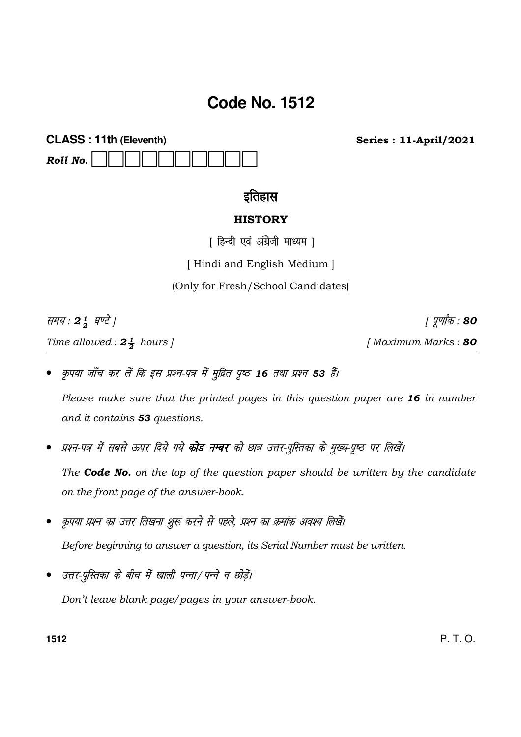# Code No. 1512

**CLASS : 11th (Eleventh)** **Series : 11-April/2021**

***Roll No.*** ☐☐☐☐☐☐☐☐☐☐

## इतिहास

### HISTORY

[ हिन्दी एवं अंग्रेजी माध्यम ]

[ Hindi and English Medium ]

(Only for Fresh/School Candidates)

*समय :* $2\frac{1}{2}$ *घण्टे ]* *[ पूर्णांक :* ***80***

*Time allowed :* $2\frac{1}{2}$ *hours ]* *[ Maximum Marks :* ***80***

- *कृपया जाँच कर लें कि इस प्रश्न-पत्र में मुद्रित पृष्ठ **16** तथा प्रश्न **53** हैं।*

  *Please make sure that the printed pages in this question paper are **16** in number and it contains **53** questions.*

- *प्रश्न-पत्र में सबसे ऊपर दिये गये **कोड नम्बर** को छात्र उत्तर-पुस्तिका के मुख्य-पृष्ठ पर लिखें।*

  *The **Code No.** on the top of the question paper should be written by the candidate on the front page of the answer-book.*

- *कृपया प्रश्न का उत्तर लिखना शुरू करने से पहले, प्रश्न का क्रमांक अवश्य लिखें।*

  *Before beginning to answer a question, its Serial Number must be written.*

- *उत्तर-पुस्तिका के बीच में खाली पन्ना/पन्ने न छोड़ें।*

  *Don't leave blank page/pages in your answer-book.*

P. T. O.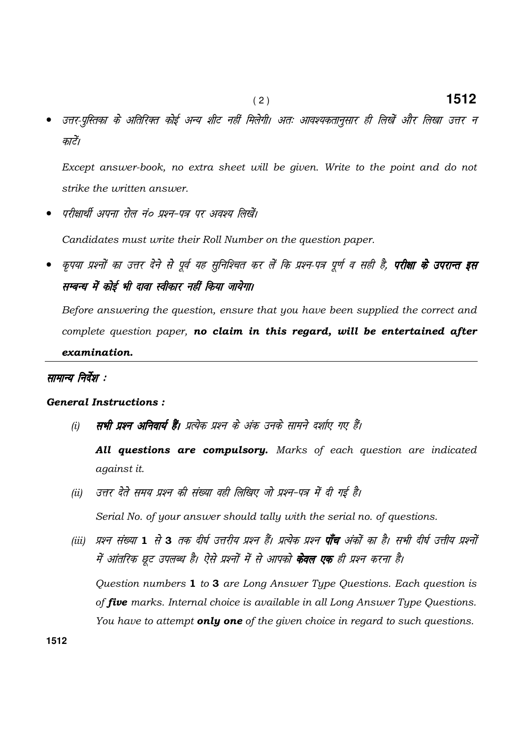- उत्तर-पुस्तिका के अतिरिक्त कोई अन्य शीट नहीं मिलेगी। अतः आवश्यकतानुसार ही लिखें और लिखा उत्तर न काटें।

  *Except answer-book, no extra sheet will be given. Write to the point and do not strike the written answer.*

- परीक्षार्थी अपना रोल नं० प्रश्न-पत्र पर अवश्य लिखें।

  *Candidates must write their Roll Number on the question paper.*

- कृपया प्रश्नों का उत्तर देने से पूर्व यह सुनिश्चित कर लें कि प्रश्न-पत्र पूर्ण व सही है, ***परीक्षा के उपरान्त इस सम्बन्ध में कोई भी दावा स्वीकार नहीं किया जायेगा।***

  *Before answering the question, ensure that you have been supplied the correct and complete question paper,* ***no claim in this regard, will be entertained after examination.***

---

***सामान्य निर्देश :***

***General Instructions :***

(i) ***सभी प्रश्न अनिवार्य हैं।*** प्रत्येक प्रश्न के अंक उनके सामने दर्शाए गए हैं।

***All questions are compulsory.*** *Marks of each question are indicated against it.*

(ii) उत्तर देते समय प्रश्न की संख्या वही लिखिए जो प्रश्न-पत्र में दी गई है।

*Serial No. of your answer should tally with the serial no. of questions.*

(iii) प्रश्न संख्या **1** से **3** तक दीर्घ उत्तरीय प्रश्न हैं। प्रत्येक प्रश्न ***पाँच*** अंकों का है। सभी दीर्घ उत्तीय प्रश्नों में आंतरिक छूट उपलब्ध है। ऐसे प्रश्नों में से आपको ***केवल एक*** ही प्रश्न करना है।

*Question numbers* **1** *to* **3** *are Long Answer Type Questions. Each question is of* ***five*** *marks. Internal choice is available in all Long Answer Type Questions. You have to attempt* ***only one*** *of the given choice in regard to such questions.*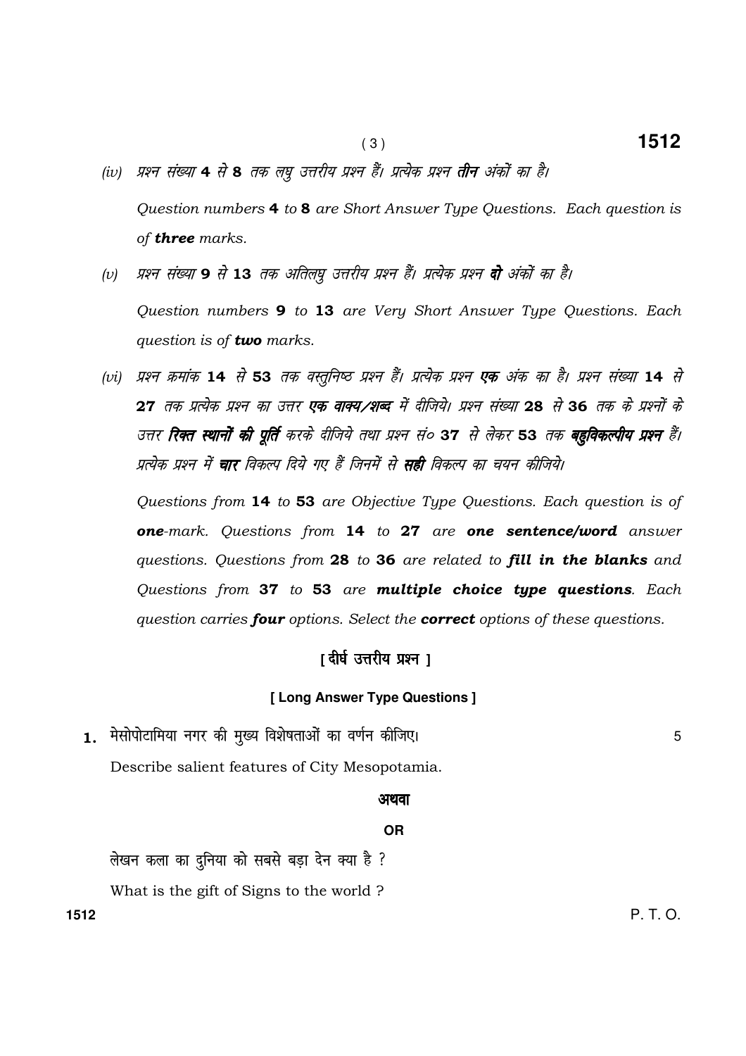*(iv) प्रश्न संख्या* **4** *से* **8** *तक लघु उत्तरीय प्रश्न हैं। प्रत्येक प्रश्न* ***तीन*** *अंकों का है।*

*Question numbers* **4** *to* **8** *are Short Answer Type Questions. Each question is of* ***three*** *marks.*

*(v) प्रश्न संख्या* **9** *से* **13** *तक अतिलघु उत्तरीय प्रश्न हैं। प्रत्येक प्रश्न* ***दो*** *अंकों का है।*

*Question numbers* **9** *to* **13** *are Very Short Answer Type Questions. Each question is of* ***two*** *marks.*

*(vi) प्रश्न क्रमांक* **14** *से* **53** *तक वस्तुनिष्ठ प्रश्न हैं। प्रत्येक प्रश्न* ***एक*** *अंक का है। प्रश्न संख्या* **14** *से* **27** *तक प्रत्येक प्रश्न का उत्तर* ***एक वाक्य/शब्द*** *में दीजिये। प्रश्न संख्या* **28** *से* **36** *तक के प्रश्नों के उत्तर* ***रिक्त स्थानों की पूर्ति*** *करके दीजिये तथा प्रश्न सं०* **37** *से लेकर* **53** *तक* ***बहुविकल्पीय प्रश्न*** *हैं। प्रत्येक प्रश्न में* ***चार*** *विकल्प दिये गए हैं जिनमें से* ***सही*** *विकल्प का चयन कीजिये।*

*Questions from* **14** *to* **53** *are Objective Type Questions. Each question is of* ***one****-mark. Questions from* **14** *to* **27** *are* ***one sentence/word*** *answer questions. Questions from* **28** *to* **36** *are related to* ***fill in the blanks*** *and Questions from* **37** *to* **53** *are* ***multiple choice type questions****. Each question carries* ***four*** *options. Select the* ***correct*** *options of these questions.*

## [ दीर्घ उत्तरीय प्रश्न ]

### [ Long Answer Type Questions ]

**1.** मेसोपोटामिया नगर की मुख्य विशेषताओं का वर्णन कीजिए। 5

Describe salient features of City Mesopotamia.

**अथवा**

**OR**

लेखन कला का दुनिया को सबसे बड़ा देन क्या है ?

What is the gift of Signs to the world ?

P. T. O.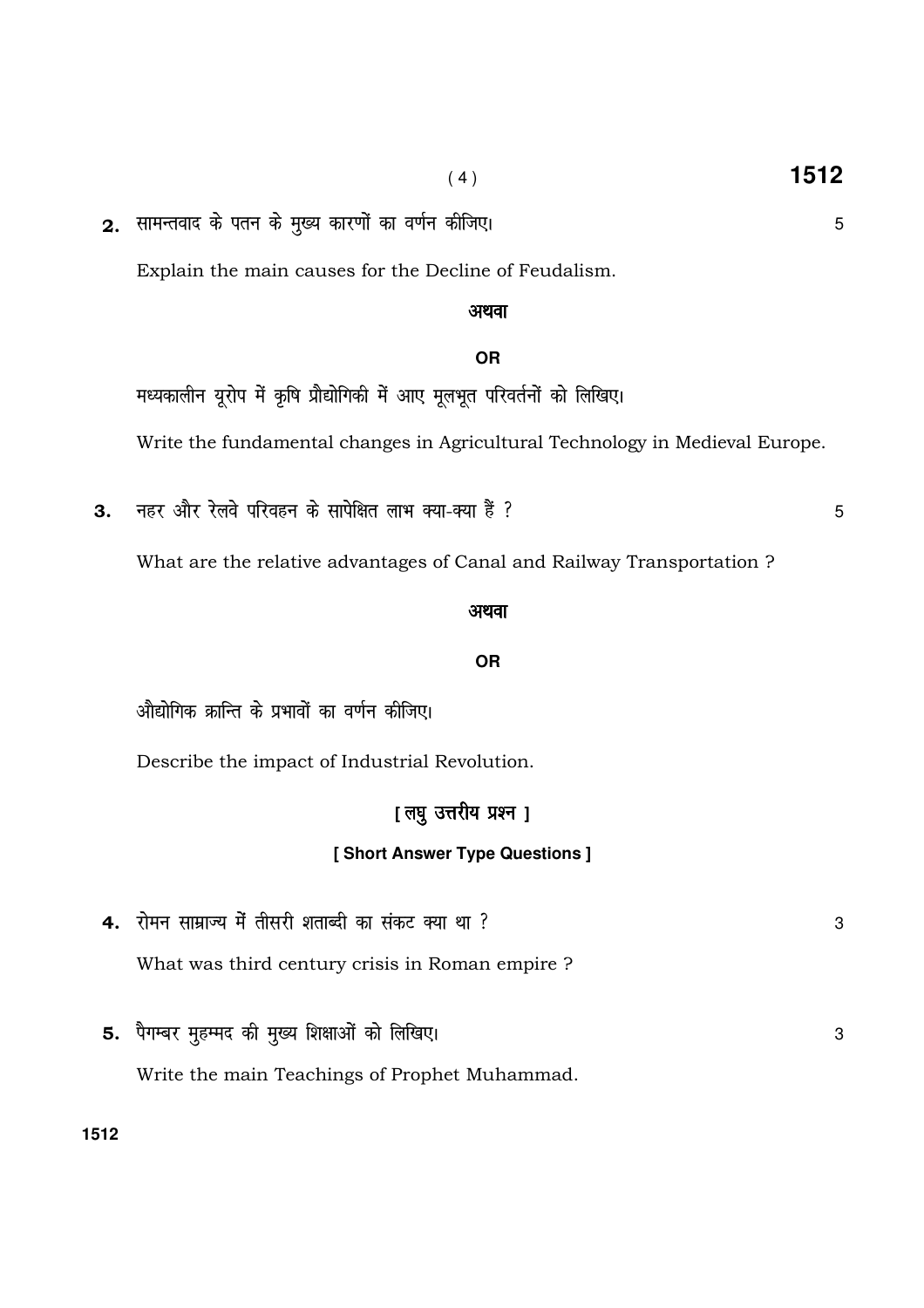**2.** सामन्तवाद के पतन के मुख्य कारणों का वर्णन कीजिए। 5

Explain the main causes for the Decline of Feudalism.

**अथवा**

**OR**

मध्यकालीन यूरोप में कृषि प्रौद्योगिकी में आए मूलभूत परिवर्तनों को लिखिए।

Write the fundamental changes in Agricultural Technology in Medieval Europe.

**3.** नहर और रेलवे परिवहन के सापेक्षित लाभ क्या-क्या हैं ? 5

What are the relative advantages of Canal and Railway Transportation ?

**अथवा**

**OR**

औद्योगिक क्रान्ति के प्रभावों का वर्णन कीजिए।

Describe the impact of Industrial Revolution.

## [ लघु उत्तरीय प्रश्न ]

## [ Short Answer Type Questions ]

**4.** रोमन साम्राज्य में तीसरी शताब्दी का संकट क्या था ? 3

What was third century crisis in Roman empire ?

**5.** पैगम्बर मुहम्मद की मुख्य शिक्षाओं को लिखिए। 3

Write the main Teachings of Prophet Muhammad.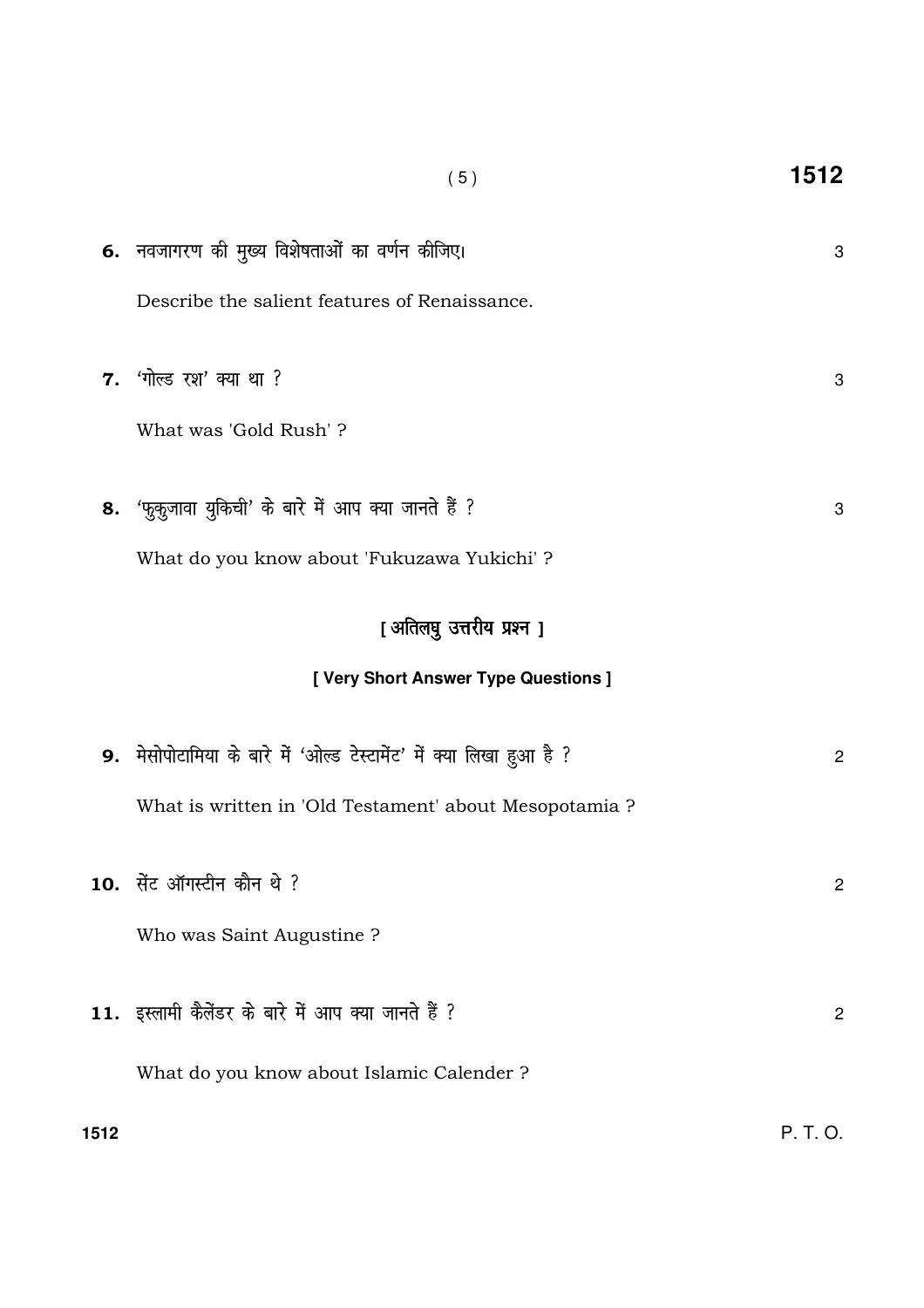**6.** नवजागरण की मुख्य विशेषताओं का वर्णन कीजिए। 3

Describe the salient features of Renaissance.

**7.** 'गोल्ड रश' क्या था ? 3

What was 'Gold Rush' ?

**8.** 'फुकुजावा युकिची' के बारे में आप क्या जानते हैं ? 3

What do you know about 'Fukuzawa Yukichi' ?

### [ अतिलघु उत्तरीय प्रश्न ]

### [ Very Short Answer Type Questions ]

**9.** मेसोपोटामिया के बारे में 'ओल्ड टेस्टामेंट' में क्या लिखा हुआ है ? 2

What is written in 'Old Testament' about Mesopotamia ?

**10.** सेंट ऑगस्टीन कौन थे ? 2

Who was Saint Augustine ?

**11.** इस्लामी कैलेंडर के बारे में आप क्या जानते हैं ? 2

What do you know about Islamic Calender ?

P. T. O.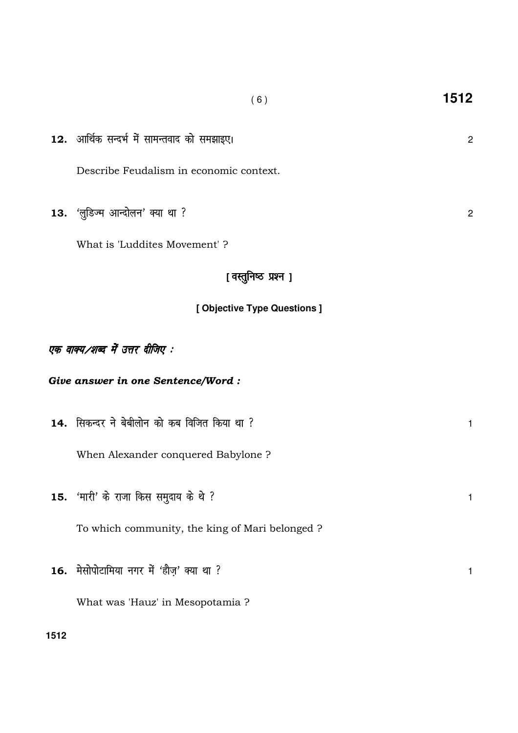**12.** आर्थिक सन्दर्भ में सामन्तवाद को समझाइए। 2

Describe Feudalism in economic context.

**13.** 'लुडिज्म आन्दोलन' क्या था ? 2

What is 'Luddites Movement' ?

**[ वस्तुनिष्ठ प्रश्न ]**

**[ Objective Type Questions ]**

***एक वाक्य/शब्द में उत्तर दीजिए :***

***Give answer in one Sentence/Word :***

**14.** सिकन्दर ने बेबीलोन को कब विजित किया था ? 1

When Alexander conquered Babylone ?

**15.** 'मारी' के राजा किस समुदाय के थे ? 1

To which community, the king of Mari belonged ?

**16.** मेसोपोटामिया नगर में 'हौज़' क्या था ? 1

What was 'Hauz' in Mesopotamia ?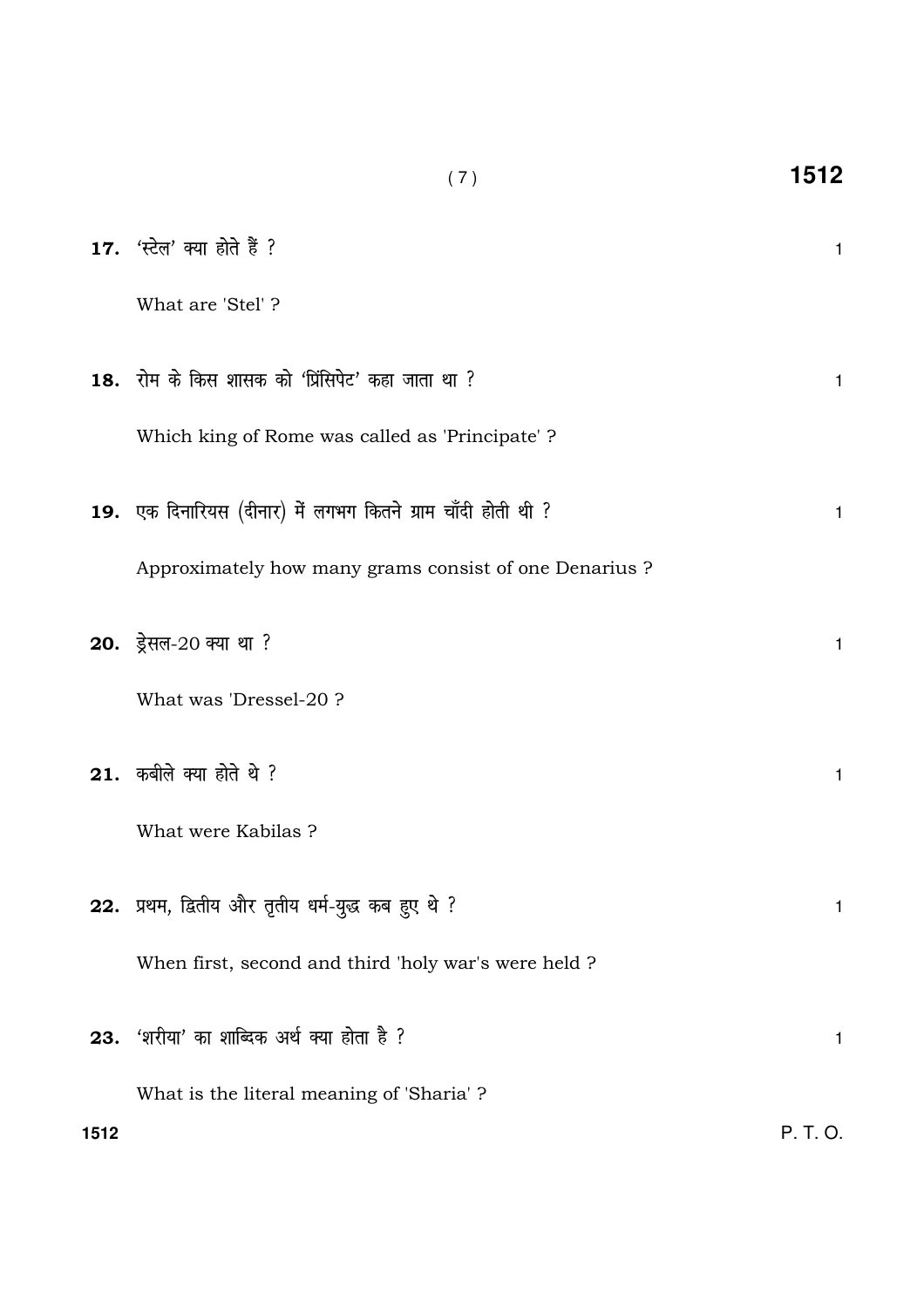**17.** 'स्टेल' क्या होते हैं ? 1

What are 'Stel' ?

**18.** रोम के किस शासक को 'प्रिंसिपेट' कहा जाता था ? 1

Which king of Rome was called as 'Principate' ?

**19.** एक दिनारियस (दीनार) में लगभग कितने ग्राम चाँदी होती थी ? 1

Approximately how many grams consist of one Denarius ?

**20.** ड्रेसल-20 क्या था ? 1

What was 'Dressel-20 ?

**21.** कबीले क्या होते थे ? 1

What were Kabilas ?

**22.** प्रथम, द्वितीय और तृतीय धर्म-युद्ध कब हुए थे ? 1

When first, second and third 'holy war's were held ?

**23.** 'शरीया' का शाब्दिक अर्थ क्या होता है ? 1

What is the literal meaning of 'Sharia' ?

P. T. O.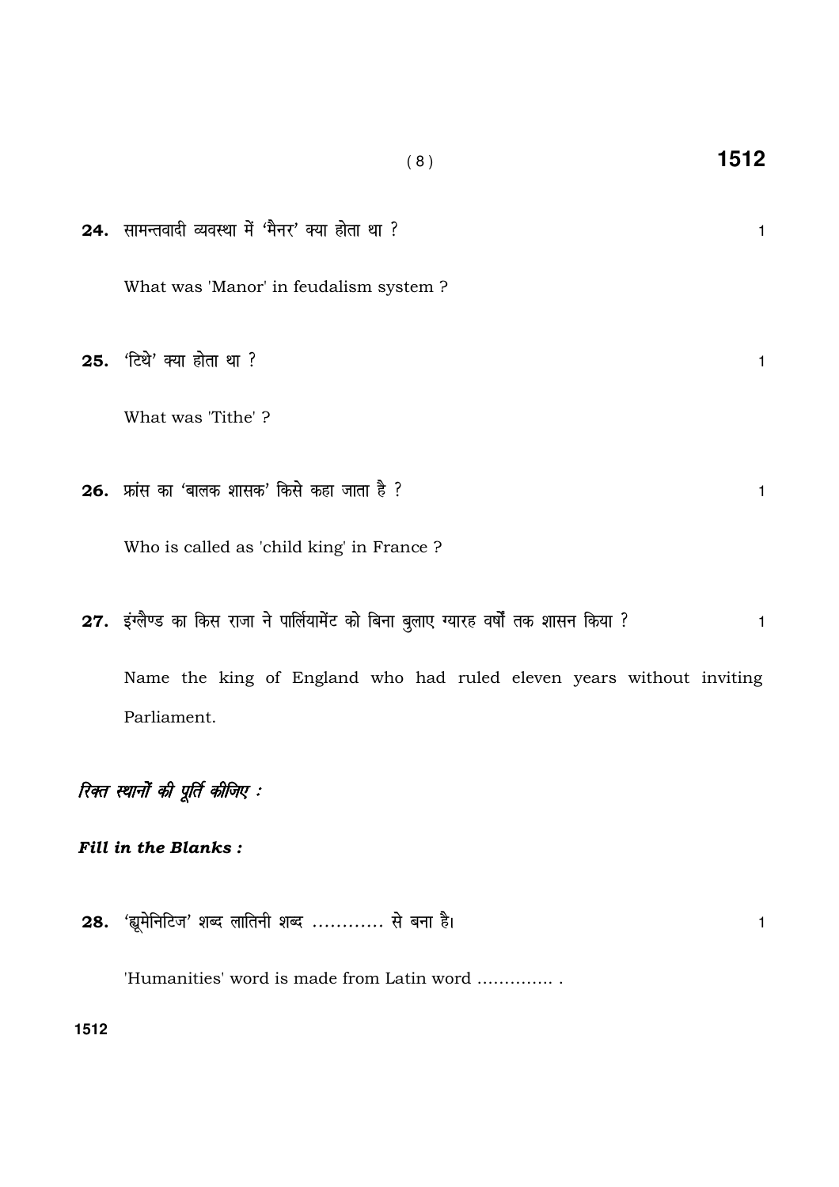**24.** सामन्तवादी व्यवस्था में 'मैनर' क्या होता था ? 1

What was 'Manor' in feudalism system ?

**25.** 'टिथे' क्या होता था ? 1

What was 'Tithe' ?

**26.** फ्रांस का 'बालक शासक' किसे कहा जाता है ? 1

Who is called as 'child king' in France ?

**27.** इंग्लैण्ड का किस राजा ने पार्लियामेंट को बिना बुलाए ग्यारह वर्षों तक शासन किया ? 1

Name the king of England who had ruled eleven years without inviting Parliament.

***रिक्त स्थानों की पूर्ति कीजिए :***

***Fill in the Blanks :***

**28.** 'ह्यूमेनिटिज' शब्द लातिनी शब्द ............ से बना है। 1

'Humanities' word is made from Latin word .............. .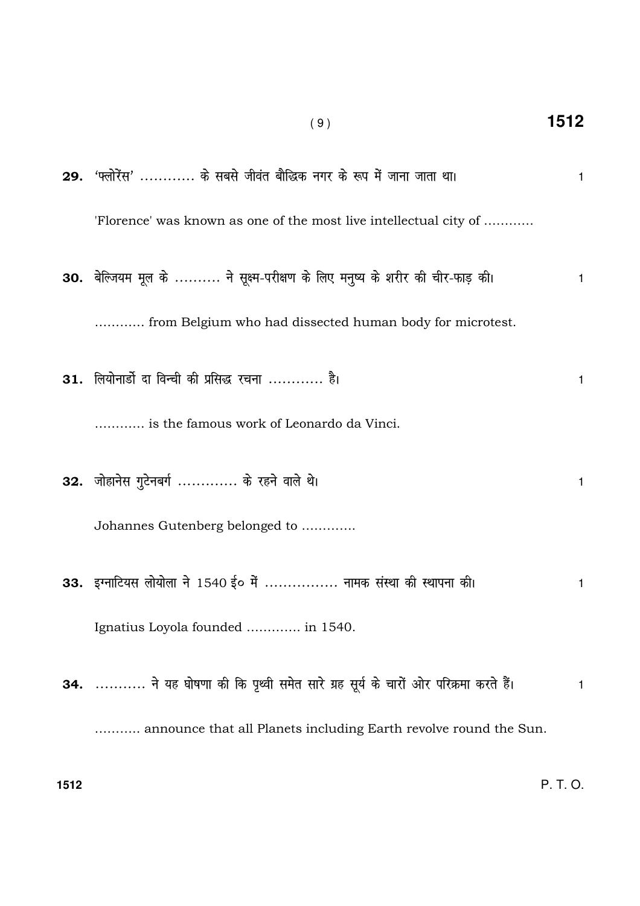**29.** 'फ्लोरेंस' ............ के सबसे जीवंत बौद्धिक नगर के रूप में जाना जाता था। 1

'Florence' was known as one of the most live intellectual city of ............

**30.** बेल्जियम मूल के .......... ने सूक्ष्म-परीक्षण के लिए मनुष्य के शरीर की चीर-फाड़ की। 1

............ from Belgium who had dissected human body for microtest.

**31.** लियोनार्डो दा विन्ची की प्रसिद्ध रचना ............ है। 1

............ is the famous work of Leonardo da Vinci.

**32.** जोहानेस गुटेनबर्ग ............. के रहने वाले थे। 1

Johannes Gutenberg belonged to .............

**33.** इग्नाटियस लोयोला ने 1540 ई० में ................ नामक संस्था की स्थापना की। 1

Ignatius Loyola founded ............. in 1540.

**34.** ........... ने यह घोषणा की कि पृथ्वी समेत सारे ग्रह सूर्य के चारों ओर परिक्रमा करते हैं। 1

........... announce that all Planets including Earth revolve round the Sun.

P. T. O.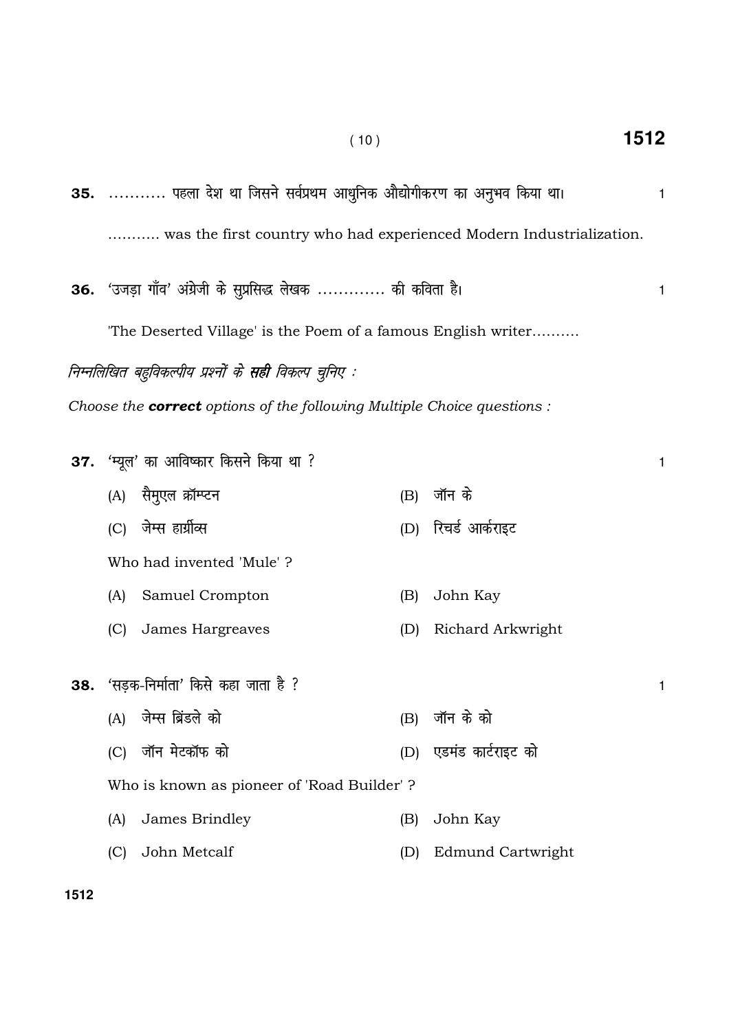**35.** ……….. पहला देश था जिसने सर्वप्रथम आधुनिक औद्योगीकरण का अनुभव किया था। 1

……….. was the first country who had experienced Modern Industrialization.

**36.** 'उजड़ा गाँव' अंग्रेजी के सुप्रसिद्ध लेखक ………… की कविता है। 1

'The Deserted Village' is the Poem of a famous English writer……….

*निम्नलिखित बहुविकल्पीय प्रश्नों के **सही** विकल्प चुनिए :*

*Choose the **correct** options of the following Multiple Choice questions :*

**37.** 'म्यूल' का आविष्कार किसने किया था ? 1

(A) सैमुएल क्रॉम्प्टन
(B) जॉन के
(C) जेम्स हार्ग्रीव्स
(D) रिचर्ड आर्कराइट

Who had invented 'Mule' ?

(A) Samuel Crompton
(B) John Kay
(C) James Hargreaves
(D) Richard Arkwright

**38.** 'सड़क-निर्माता' किसे कहा जाता है ? 1

(A) जेम्स ब्रिंडले को
(B) जॉन के को
(C) जॉन मेटकॉफ को
(D) एडमंड कार्टराइट को

Who is known as pioneer of 'Road Builder' ?

(A) James Brindley
(B) John Kay
(C) John Metcalf
(D) Edmund Cartwright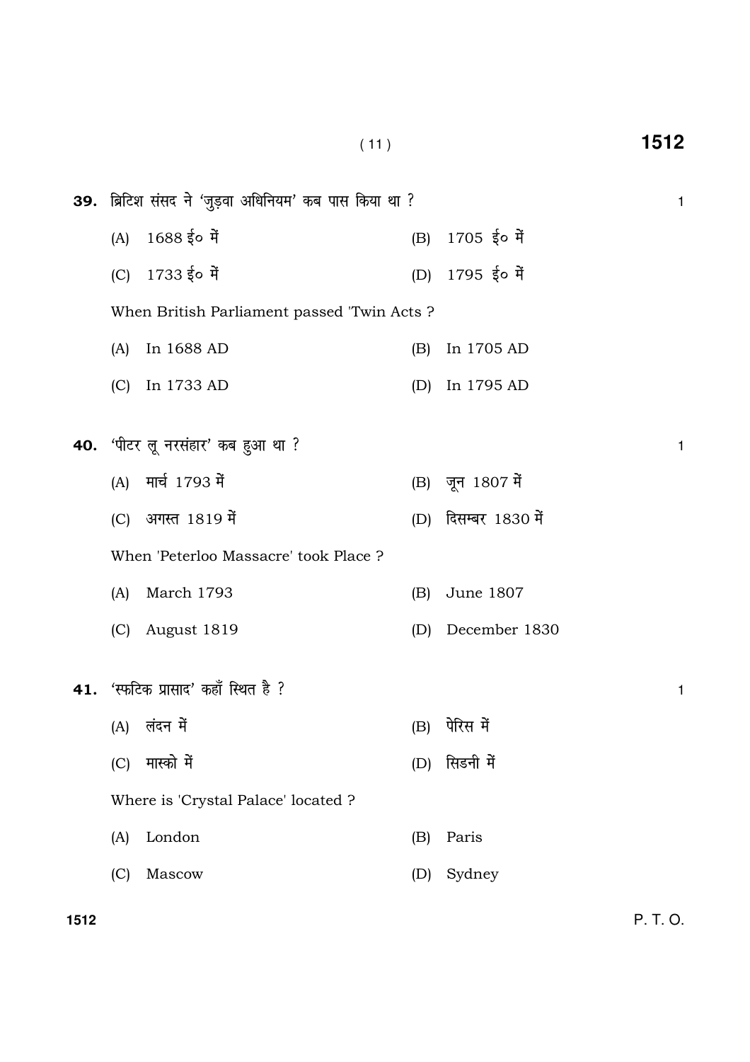**39.** ब्रिटिश संसद ने 'जुड़वा अधिनियम' कब पास किया था ? 1

(A) 1688 ई० में (B) 1705 ई० में

(C) 1733 ई० में (D) 1795 ई० में

When British Parliament passed 'Twin Acts ?

(A) In 1688 AD (B) In 1705 AD

(C) In 1733 AD (D) In 1795 AD

**40.** 'पीटर लू नरसंहार' कब हुआ था ? 1

(A) मार्च 1793 में (B) जून 1807 में

(C) अगस्त 1819 में (D) दिसम्बर 1830 में

When 'Peterloo Massacre' took Place ?

(A) March 1793 (B) June 1807

(C) August 1819 (D) December 1830

**41.** 'स्फटिक प्रासाद' कहाँ स्थित है ? 1

(A) लंदन में (B) पेरिस में

(C) मास्को में (D) सिडनी में

Where is 'Crystal Palace' located ?

(A) London (B) Paris

(C) Mascow (D) Sydney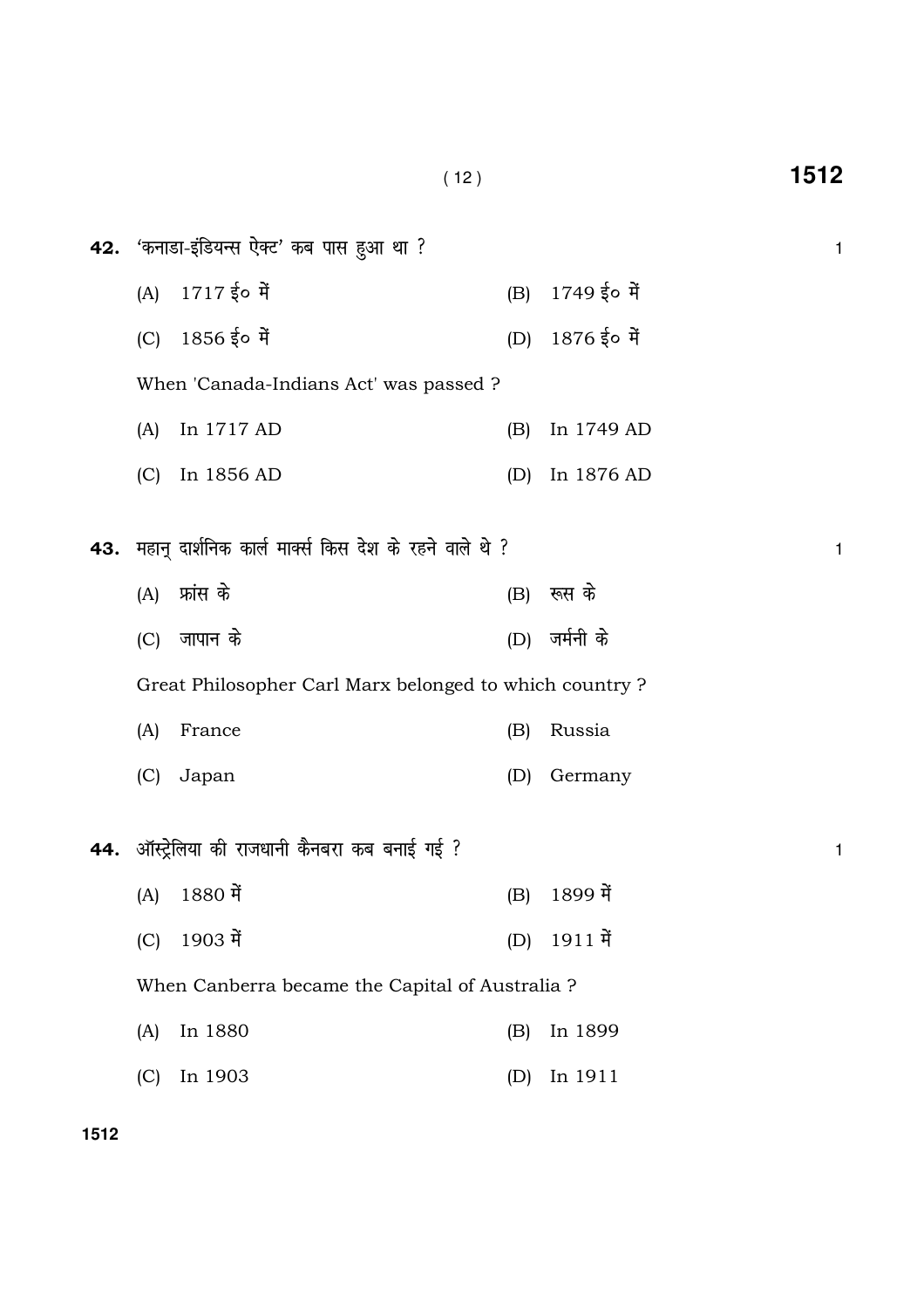**42.** 'कनाडा-इंडियन्स ऐक्ट' कब पास हुआ था ? 1

(A) 1717 ई० में (B) 1749 ई० में

(C) 1856 ई० में (D) 1876 ई० में

When 'Canada-Indians Act' was passed ?

(A) In 1717 AD (B) In 1749 AD

(C) In 1856 AD (D) In 1876 AD

**43.** महान् दार्शनिक कार्ल मार्क्स किस देश के रहने वाले थे ? 1

(A) फ्रांस के (B) रूस के

(C) जापान के (D) जर्मनी के

Great Philosopher Carl Marx belonged to which country ?

(A) France (B) Russia

(C) Japan (D) Germany

**44.** ऑस्ट्रेलिया की राजधानी कैनबरा कब बनाई गई ? 1

(A) 1880 में (B) 1899 में

(C) 1903 में (D) 1911 में

When Canberra became the Capital of Australia ?

(A) In 1880 (B) In 1899

(C) In 1903 (D) In 1911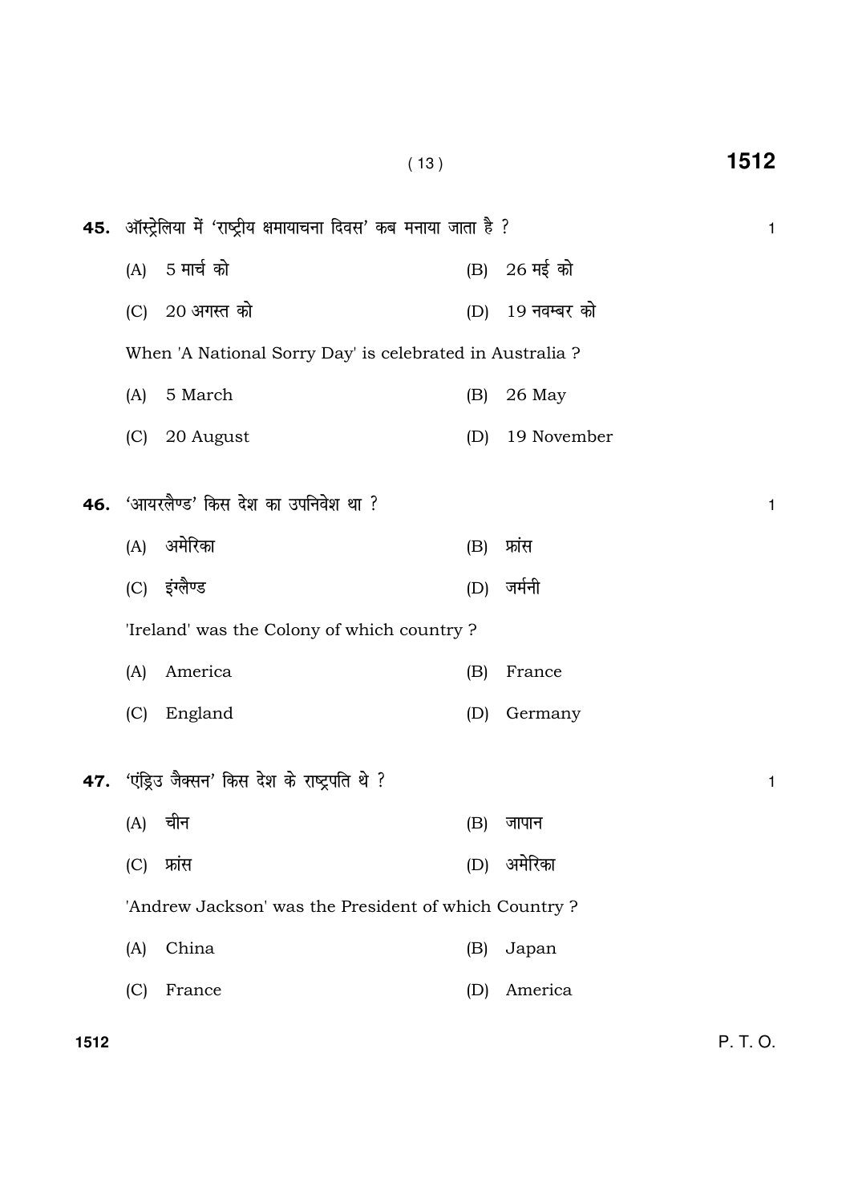**45.** ऑस्ट्रेलिया में 'राष्ट्रीय क्षमायाचना दिवस' कब मनाया जाता है ? 1

(A) 5 मार्च को (B) 26 मई को

(C) 20 अगस्त को (D) 19 नवम्बर को

When 'A National Sorry Day' is celebrated in Australia ?

(A) 5 March (B) 26 May

(C) 20 August (D) 19 November

**46.** 'आयरलैण्ड' किस देश का उपनिवेश था ? 1

(A) अमेरिका (B) फ्रांस

(C) इंग्लैण्ड (D) जर्मनी

'Ireland' was the Colony of which country ?

(A) America (B) France

(C) England (D) Germany

**47.** 'एंड्रिउ जैक्सन' किस देश के राष्ट्रपति थे ? 1

(A) चीन (B) जापान

(C) फ्रांस (D) अमेरिका

'Andrew Jackson' was the President of which Country ?

(A) China (B) Japan

(C) France (D) America

P. T. O.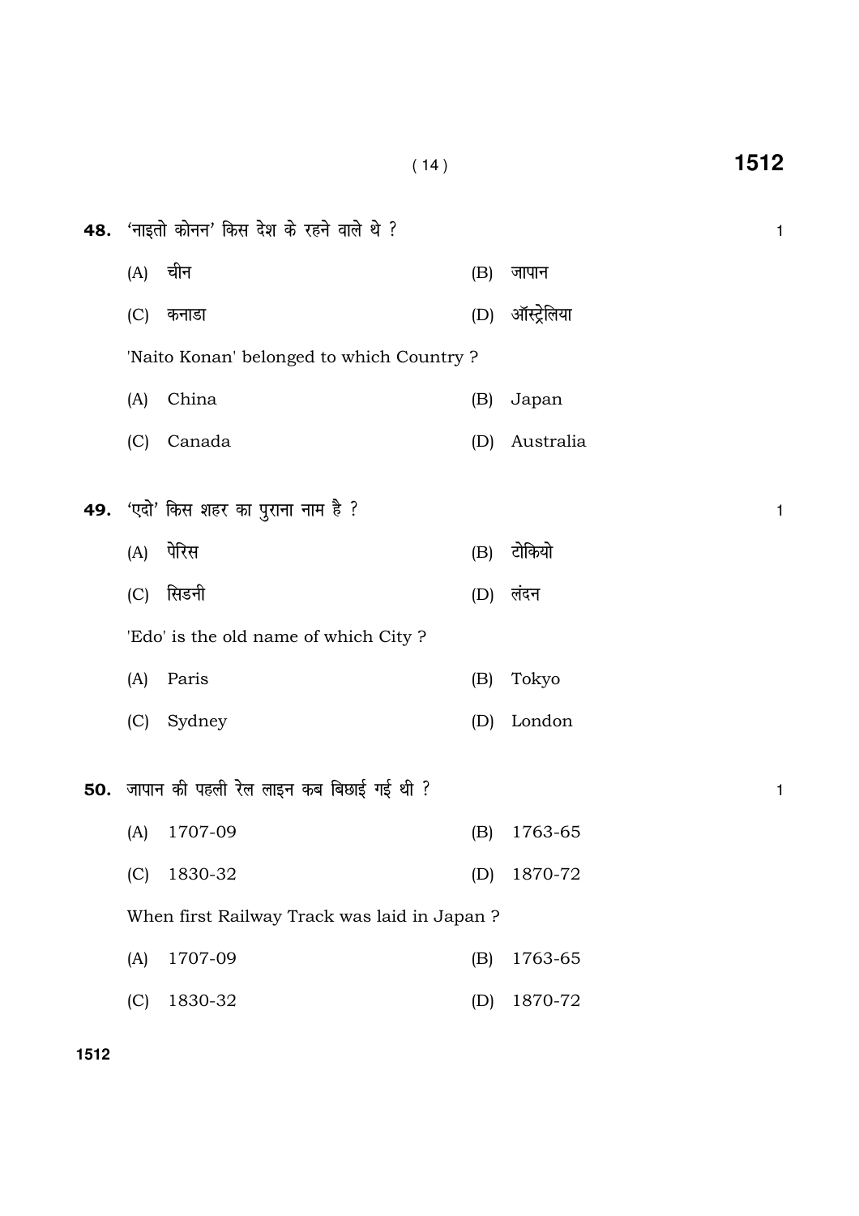**48.** 'नाइतो कोनन' किस देश के रहने वाले थे ? 1

(A) चीन (B) जापान

(C) कनाडा (D) ऑस्ट्रेलिया

'Naito Konan' belonged to which Country ?

(A) China (B) Japan

(C) Canada (D) Australia

**49.** 'एदो' किस शहर का पुराना नाम है ? 1

(A) पेरिस (B) टोकियो

(C) सिडनी (D) लंदन

'Edo' is the old name of which City ?

(A) Paris (B) Tokyo

(C) Sydney (D) London

**50.** जापान की पहली रेल लाइन कब बिछाई गई थी ? 1

(A) 1707-09 (B) 1763-65

(C) 1830-32 (D) 1870-72

When first Railway Track was laid in Japan ?

(A) 1707-09 (B) 1763-65

(C) 1830-32 (D) 1870-72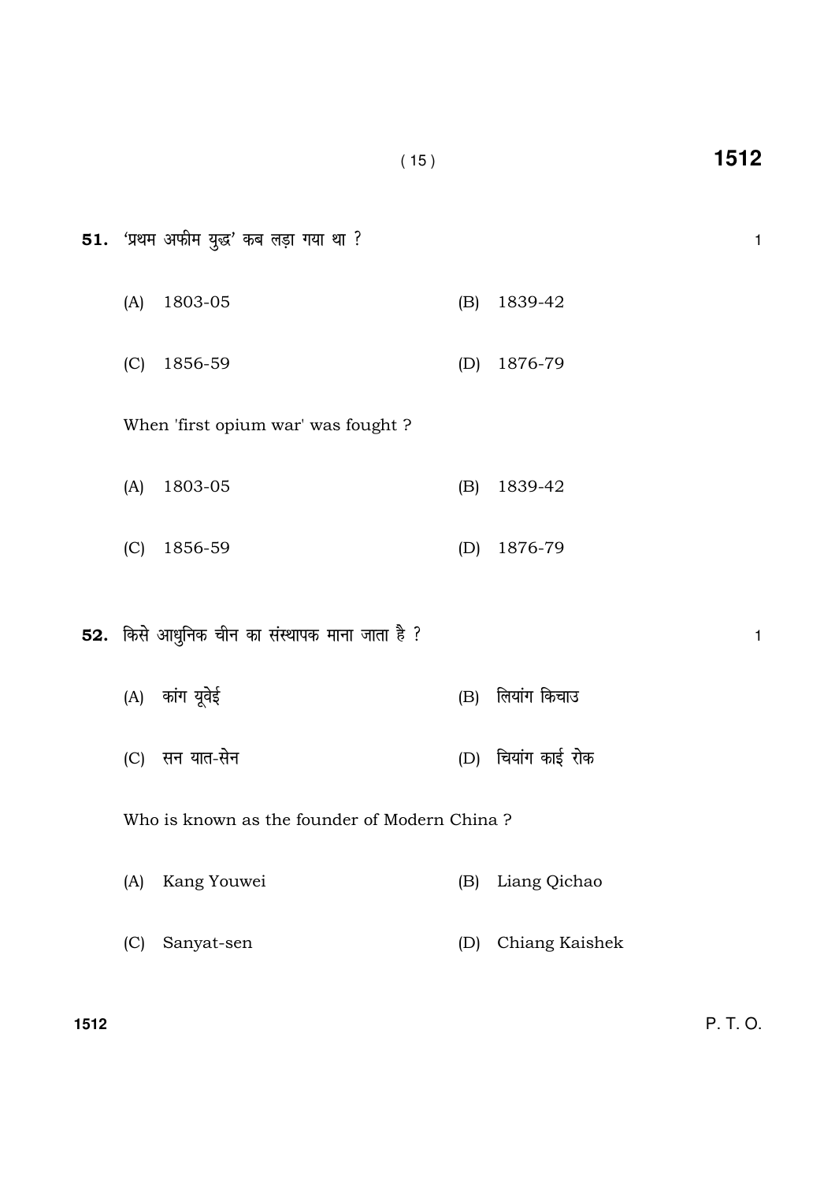**51.** 'प्रथम अफीम युद्ध' कब लड़ा गया था ? 1

(A) 1803-05 (B) 1839-42

(C) 1856-59 (D) 1876-79

When 'first opium war' was fought ?

(A) 1803-05 (B) 1839-42

(C) 1856-59 (D) 1876-79

**52.** किसे आधुनिक चीन का संस्थापक माना जाता है ? 1

(A) कांग यूवेई (B) लियांग किचाउ

(C) सन यात-सेन (D) चियांग काई रोक

Who is known as the founder of Modern China ?

(A) Kang Youwei (B) Liang Qichao

(C) Sanyat-sen (D) Chiang Kaishek

P. T. O.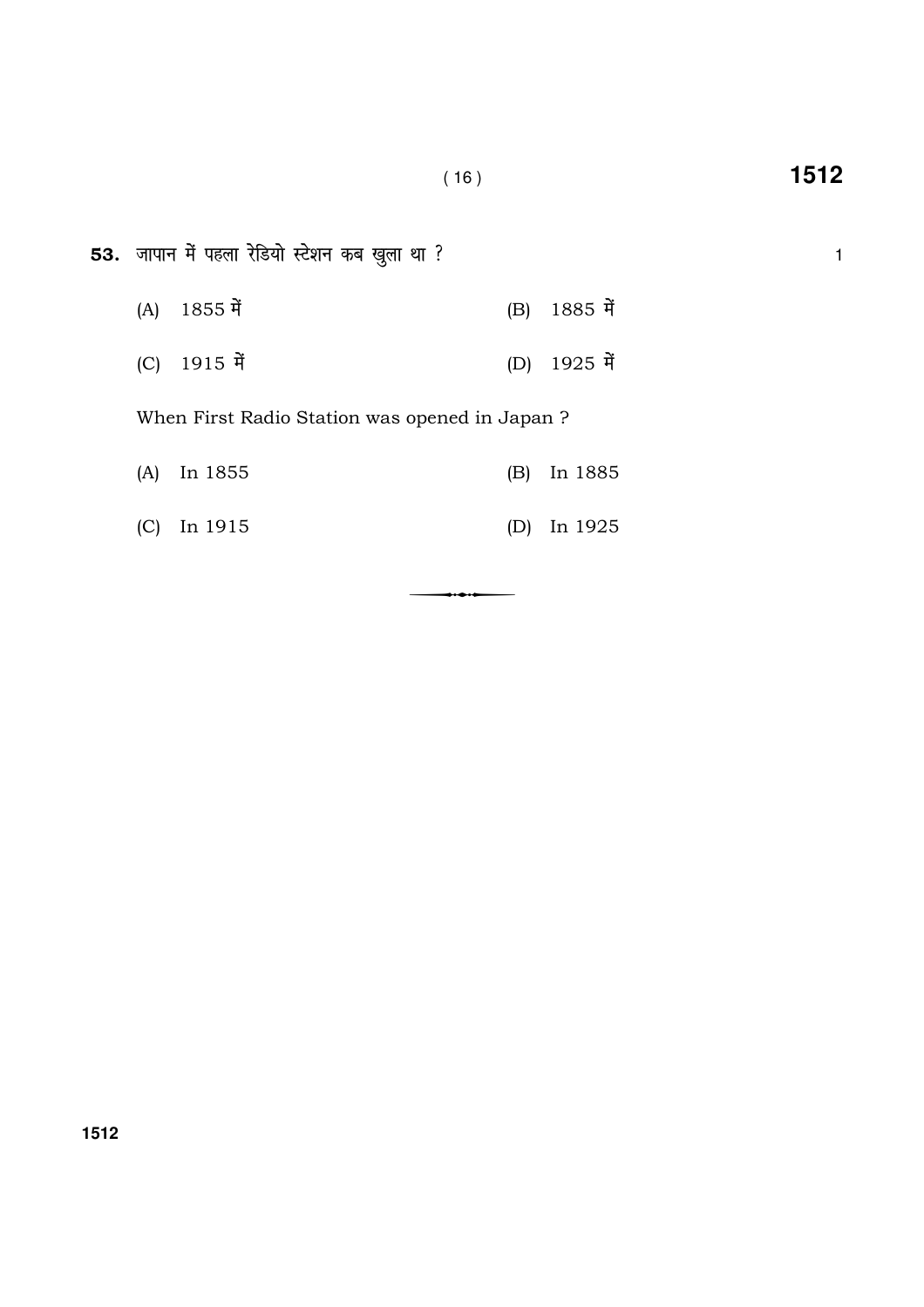**53.** जापान में पहला रेडियो स्टेशन कब खुला था ? 1

(A) 1855 में (B) 1885 में

(C) 1915 में (D) 1925 में

When First Radio Station was opened in Japan ?

(A) In 1855 (B) In 1885

(C) In 1915 (D) In 1925